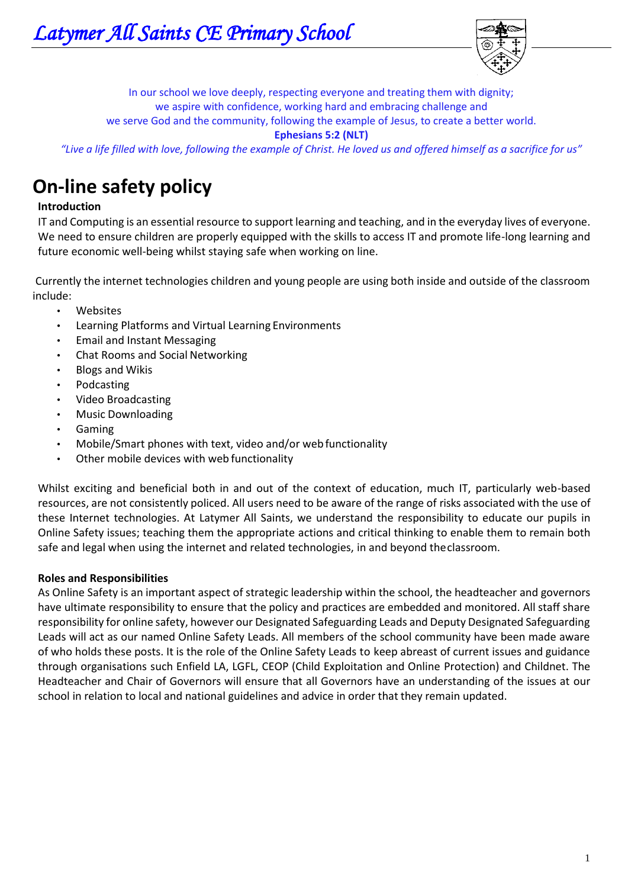*Latymer All Saints CE Primary School*

In our school we love deeply, respecting everyone and treating them with dignity;
we aspire with confidence, working hard and embracing challenge and
we serve God and the community, following the example of Jesus, to create a better world.

**Ephesians 5:2 (NLT)**

*"Live a life filled with love, following the example of Christ. He loved us and offered himself as a sacrifice for us"*

# On-line safety policy

**Introduction**

IT and Computing is an essential resource to support learning and teaching, and in the everyday lives of everyone. We need to ensure children are properly equipped with the skills to access IT and promote life-long learning and future economic well-being whilst staying safe when working on line.

Currently the internet technologies children and young people are using both inside and outside of the classroom include:

- Websites
- Learning Platforms and Virtual Learning Environments
- Email and Instant Messaging
- Chat Rooms and Social Networking
- Blogs and Wikis
- Podcasting
- Video Broadcasting
- Music Downloading
- Gaming
- Mobile/Smart phones with text, video and/or web functionality
- Other mobile devices with web functionality

Whilst exciting and beneficial both in and out of the context of education, much IT, particularly web-based resources, are not consistently policed. All users need to be aware of the range of risks associated with the use of these Internet technologies. At Latymer All Saints, we understand the responsibility to educate our pupils in Online Safety issues; teaching them the appropriate actions and critical thinking to enable them to remain both safe and legal when using the internet and related technologies, in and beyond the classroom.

**Roles and Responsibilities**

As Online Safety is an important aspect of strategic leadership within the school, the headteacher and governors have ultimate responsibility to ensure that the policy and practices are embedded and monitored. All staff share responsibility for online safety, however our Designated Safeguarding Leads and Deputy Designated Safeguarding Leads will act as our named Online Safety Leads. All members of the school community have been made aware of who holds these posts. It is the role of the Online Safety Leads to keep abreast of current issues and guidance through organisations such Enfield LA, LGFL, CEOP (Child Exploitation and Online Protection) and Childnet. The Headteacher and Chair of Governors will ensure that all Governors have an understanding of the issues at our school in relation to local and national guidelines and advice in order that they remain updated.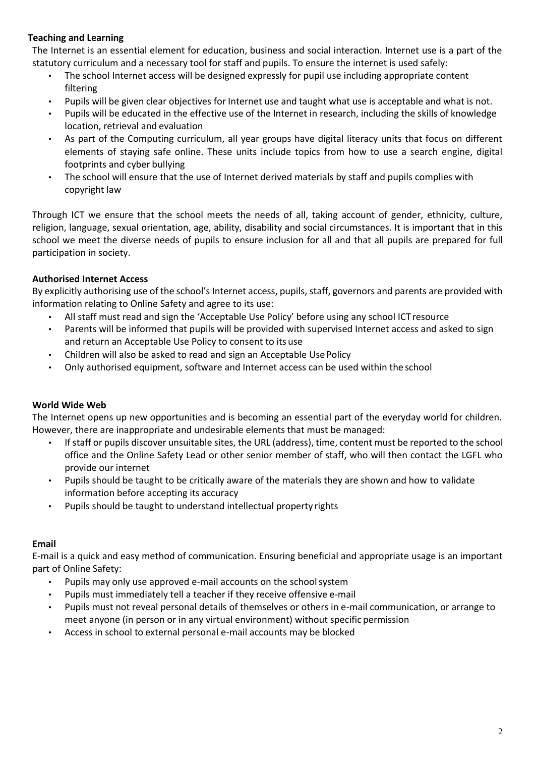**Teaching and Learning**

The Internet is an essential element for education, business and social interaction. Internet use is a part of the statutory curriculum and a necessary tool for staff and pupils. To ensure the internet is used safely:

- The school Internet access will be designed expressly for pupil use including appropriate content filtering
- Pupils will be given clear objectives for Internet use and taught what use is acceptable and what is not.
- Pupils will be educated in the effective use of the Internet in research, including the skills of knowledge location, retrieval and evaluation
- As part of the Computing curriculum, all year groups have digital literacy units that focus on different elements of staying safe online. These units include topics from how to use a search engine, digital footprints and cyber bullying
- The school will ensure that the use of Internet derived materials by staff and pupils complies with copyright law

Through ICT we ensure that the school meets the needs of all, taking account of gender, ethnicity, culture, religion, language, sexual orientation, age, ability, disability and social circumstances. It is important that in this school we meet the diverse needs of pupils to ensure inclusion for all and that all pupils are prepared for full participation in society.

**Authorised Internet Access**

By explicitly authorising use of the school's Internet access, pupils, staff, governors and parents are provided with information relating to Online Safety and agree to its use:

- All staff must read and sign the 'Acceptable Use Policy' before using any school ICT resource
- Parents will be informed that pupils will be provided with supervised Internet access and asked to sign and return an Acceptable Use Policy to consent to its use
- Children will also be asked to read and sign an Acceptable Use Policy
- Only authorised equipment, software and Internet access can be used within the school

**World Wide Web**

The Internet opens up new opportunities and is becoming an essential part of the everyday world for children. However, there are inappropriate and undesirable elements that must be managed:

- If staff or pupils discover unsuitable sites, the URL (address), time, content must be reported to the school office and the Online Safety Lead or other senior member of staff, who will then contact the LGFL who provide our internet
- Pupils should be taught to be critically aware of the materials they are shown and how to validate information before accepting its accuracy
- Pupils should be taught to understand intellectual property rights

**Email**

E-mail is a quick and easy method of communication. Ensuring beneficial and appropriate usage is an important part of Online Safety:

- Pupils may only use approved e-mail accounts on the school system
- Pupils must immediately tell a teacher if they receive offensive e-mail
- Pupils must not reveal personal details of themselves or others in e-mail communication, or arrange to meet anyone (in person or in any virtual environment) without specific permission
- Access in school to external personal e-mail accounts may be blocked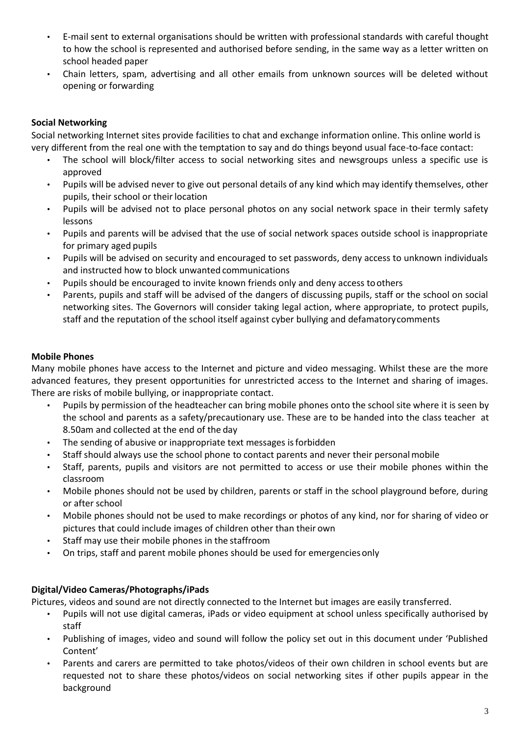- E-mail sent to external organisations should be written with professional standards with careful thought to how the school is represented and authorised before sending, in the same way as a letter written on school headed paper
- Chain letters, spam, advertising and all other emails from unknown sources will be deleted without opening or forwarding

**Social Networking**

Social networking Internet sites provide facilities to chat and exchange information online. This online world is very different from the real one with the temptation to say and do things beyond usual face-to-face contact:

- The school will block/filter access to social networking sites and newsgroups unless a specific use is approved
- Pupils will be advised never to give out personal details of any kind which may identify themselves, other pupils, their school or their location
- Pupils will be advised not to place personal photos on any social network space in their termly safety lessons
- Pupils and parents will be advised that the use of social network spaces outside school is inappropriate for primary aged pupils
- Pupils will be advised on security and encouraged to set passwords, deny access to unknown individuals and instructed how to block unwanted communications
- Pupils should be encouraged to invite known friends only and deny access to others
- Parents, pupils and staff will be advised of the dangers of discussing pupils, staff or the school on social networking sites. The Governors will consider taking legal action, where appropriate, to protect pupils, staff and the reputation of the school itself against cyber bullying and defamatory comments

**Mobile Phones**

Many mobile phones have access to the Internet and picture and video messaging. Whilst these are the more advanced features, they present opportunities for unrestricted access to the Internet and sharing of images. There are risks of mobile bullying, or inappropriate contact.

- Pupils by permission of the headteacher can bring mobile phones onto the school site where it is seen by the school and parents as a safety/precautionary use. These are to be handed into the class teacher at 8.50am and collected at the end of the day
- The sending of abusive or inappropriate text messages is forbidden
- Staff should always use the school phone to contact parents and never their personal mobile
- Staff, parents, pupils and visitors are not permitted to access or use their mobile phones within the classroom
- Mobile phones should not be used by children, parents or staff in the school playground before, during or after school
- Mobile phones should not be used to make recordings or photos of any kind, nor for sharing of video or pictures that could include images of children other than their own
- Staff may use their mobile phones in the staffroom
- On trips, staff and parent mobile phones should be used for emergencies only

**Digital/Video Cameras/Photographs/iPads**

Pictures, videos and sound are not directly connected to the Internet but images are easily transferred.

- Pupils will not use digital cameras, iPads or video equipment at school unless specifically authorised by staff
- Publishing of images, video and sound will follow the policy set out in this document under 'Published Content'
- Parents and carers are permitted to take photos/videos of their own children in school events but are requested not to share these photos/videos on social networking sites if other pupils appear in the background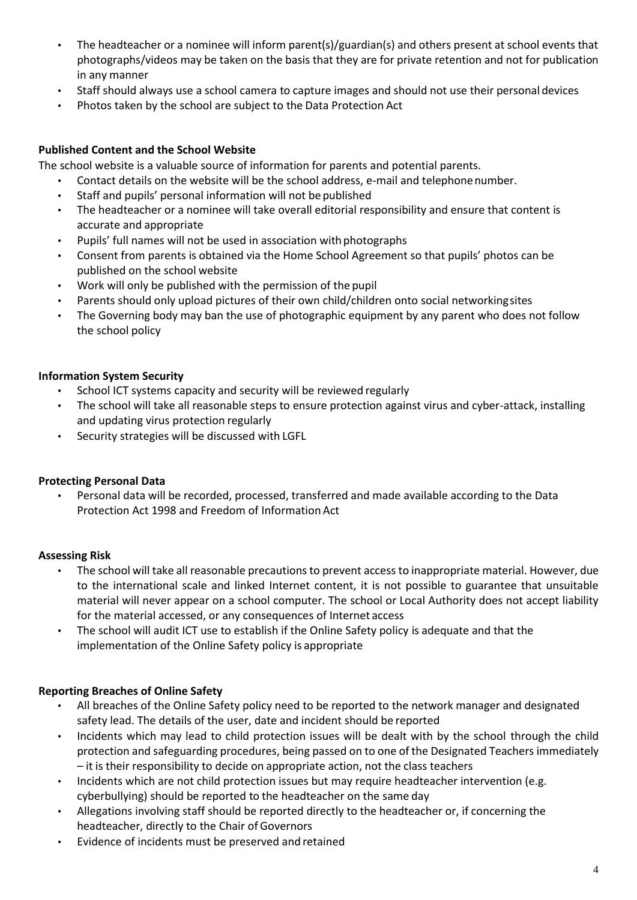- The headteacher or a nominee will inform parent(s)/guardian(s) and others present at school events that photographs/videos may be taken on the basis that they are for private retention and not for publication in any manner
- Staff should always use a school camera to capture images and should not use their personal devices
- Photos taken by the school are subject to the Data Protection Act

**Published Content and the School Website**

The school website is a valuable source of information for parents and potential parents.

- Contact details on the website will be the school address, e-mail and telephone number.
- Staff and pupils' personal information will not be published
- The headteacher or a nominee will take overall editorial responsibility and ensure that content is accurate and appropriate
- Pupils' full names will not be used in association with photographs
- Consent from parents is obtained via the Home School Agreement so that pupils' photos can be published on the school website
- Work will only be published with the permission of the pupil
- Parents should only upload pictures of their own child/children onto social networking sites
- The Governing body may ban the use of photographic equipment by any parent who does not follow the school policy

**Information System Security**

- School ICT systems capacity and security will be reviewed regularly
- The school will take all reasonable steps to ensure protection against virus and cyber-attack, installing and updating virus protection regularly
- Security strategies will be discussed with LGFL

**Protecting Personal Data**

- Personal data will be recorded, processed, transferred and made available according to the Data Protection Act 1998 and Freedom of Information Act

**Assessing Risk**

- The school will take all reasonable precautions to prevent access to inappropriate material. However, due to the international scale and linked Internet content, it is not possible to guarantee that unsuitable material will never appear on a school computer. The school or Local Authority does not accept liability for the material accessed, or any consequences of Internet access
- The school will audit ICT use to establish if the Online Safety policy is adequate and that the implementation of the Online Safety policy is appropriate

**Reporting Breaches of Online Safety**

- All breaches of the Online Safety policy need to be reported to the network manager and designated safety lead. The details of the user, date and incident should be reported
- Incidents which may lead to child protection issues will be dealt with by the school through the child protection and safeguarding procedures, being passed on to one of the Designated Teachers immediately – it is their responsibility to decide on appropriate action, not the class teachers
- Incidents which are not child protection issues but may require headteacher intervention (e.g. cyberbullying) should be reported to the headteacher on the same day
- Allegations involving staff should be reported directly to the headteacher or, if concerning the headteacher, directly to the Chair of Governors
- Evidence of incidents must be preserved and retained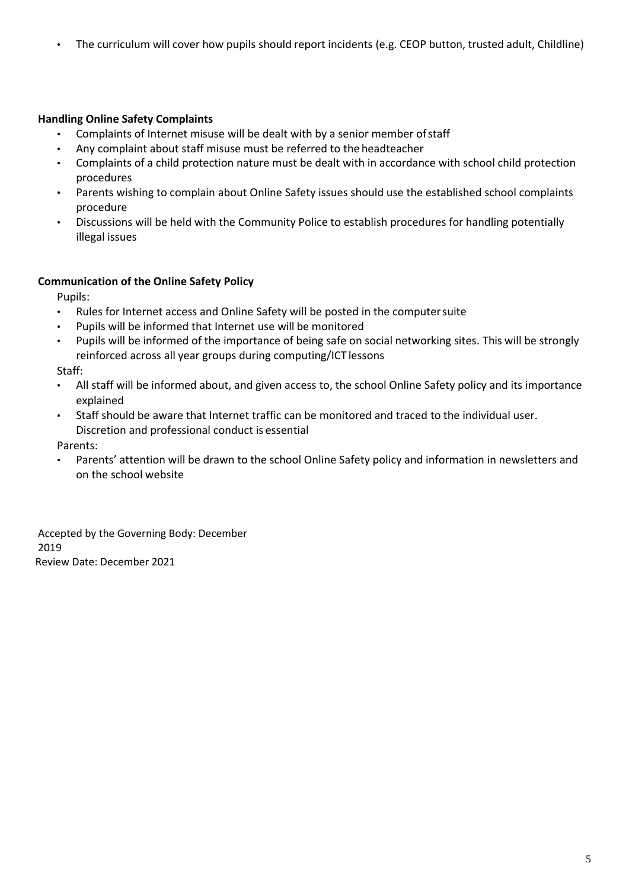- The curriculum will cover how pupils should report incidents (e.g. CEOP button, trusted adult, Childline)

**Handling Online Safety Complaints**

- Complaints of Internet misuse will be dealt with by a senior member of staff
- Any complaint about staff misuse must be referred to the headteacher
- Complaints of a child protection nature must be dealt with in accordance with school child protection procedures
- Parents wishing to complain about Online Safety issues should use the established school complaints procedure
- Discussions will be held with the Community Police to establish procedures for handling potentially illegal issues

**Communication of the Online Safety Policy**

Pupils:

- Rules for Internet access and Online Safety will be posted in the computer suite
- Pupils will be informed that Internet use will be monitored
- Pupils will be informed of the importance of being safe on social networking sites. This will be strongly reinforced across all year groups during computing/ICT lessons

Staff:

- All staff will be informed about, and given access to, the school Online Safety policy and its importance explained
- Staff should be aware that Internet traffic can be monitored and traced to the individual user. Discretion and professional conduct is essential

Parents:

- Parents' attention will be drawn to the school Online Safety policy and information in newsletters and on the school website

Accepted by the Governing Body: December 2019
Review Date: December 2021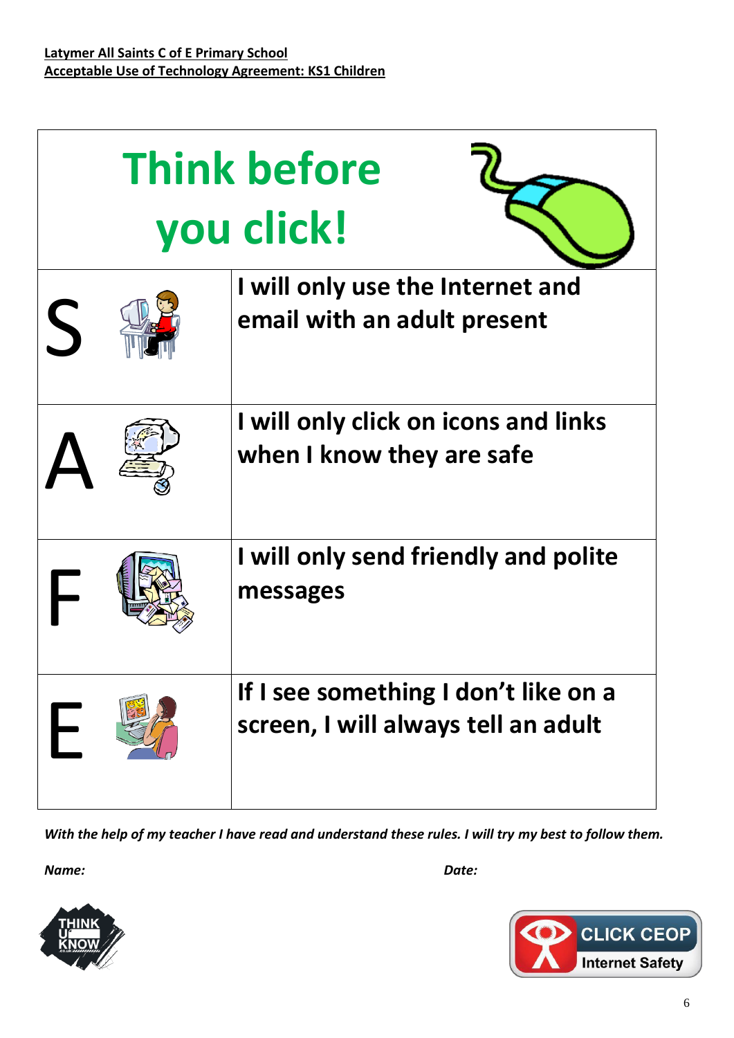**Latymer All Saints C of E Primary School**
**Acceptable Use of Technology Agreement: KS1 Children**

# Think before you click!

| | |
|---|---|
| S | I will only use the Internet and email with an adult present |
| A | I will only click on icons and links when I know they are safe |
| F | I will only send friendly and polite messages |
| E | If I see something I don't like on a screen, I will always tell an adult |

*With the help of my teacher I have read and understand these rules. I will try my best to follow them.*

*Name:* *Date:*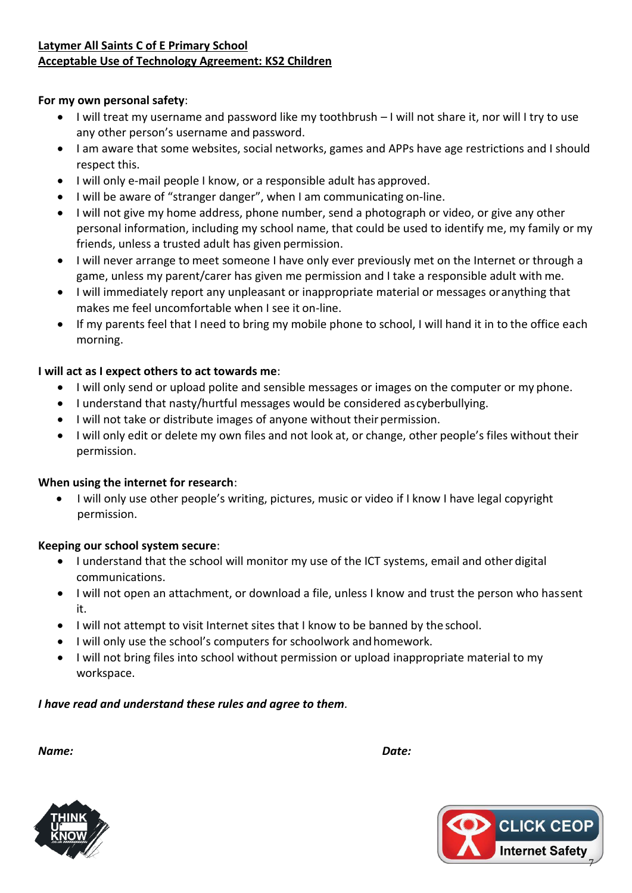**Latymer All Saints C of E Primary School**
**Acceptable Use of Technology Agreement: KS2 Children**

**For my own personal safety**:

- I will treat my username and password like my toothbrush – I will not share it, nor will I try to use any other person's username and password.
- I am aware that some websites, social networks, games and APPs have age restrictions and I should respect this.
- I will only e-mail people I know, or a responsible adult has approved.
- I will be aware of "stranger danger", when I am communicating on-line.
- I will not give my home address, phone number, send a photograph or video, or give any other personal information, including my school name, that could be used to identify me, my family or my friends, unless a trusted adult has given permission.
- I will never arrange to meet someone I have only ever previously met on the Internet or through a game, unless my parent/carer has given me permission and I take a responsible adult with me.
- I will immediately report any unpleasant or inappropriate material or messages or anything that makes me feel uncomfortable when I see it on-line.
- If my parents feel that I need to bring my mobile phone to school, I will hand it in to the office each morning.

**I will act as I expect others to act towards me**:

- I will only send or upload polite and sensible messages or images on the computer or my phone.
- I understand that nasty/hurtful messages would be considered as cyberbullying.
- I will not take or distribute images of anyone without their permission.
- I will only edit or delete my own files and not look at, or change, other people's files without their permission.

**When using the internet for research**:

- I will only use other people's writing, pictures, music or video if I know I have legal copyright permission.

**Keeping our school system secure**:

- I understand that the school will monitor my use of the ICT systems, email and other digital communications.
- I will not open an attachment, or download a file, unless I know and trust the person who has sent it.
- I will not attempt to visit Internet sites that I know to be banned by the school.
- I will only use the school's computers for schoolwork and homework.
- I will not bring files into school without permission or upload inappropriate material to my workspace.

***I have read and understand these rules and agree to them***.

***Name:*** ***Date:***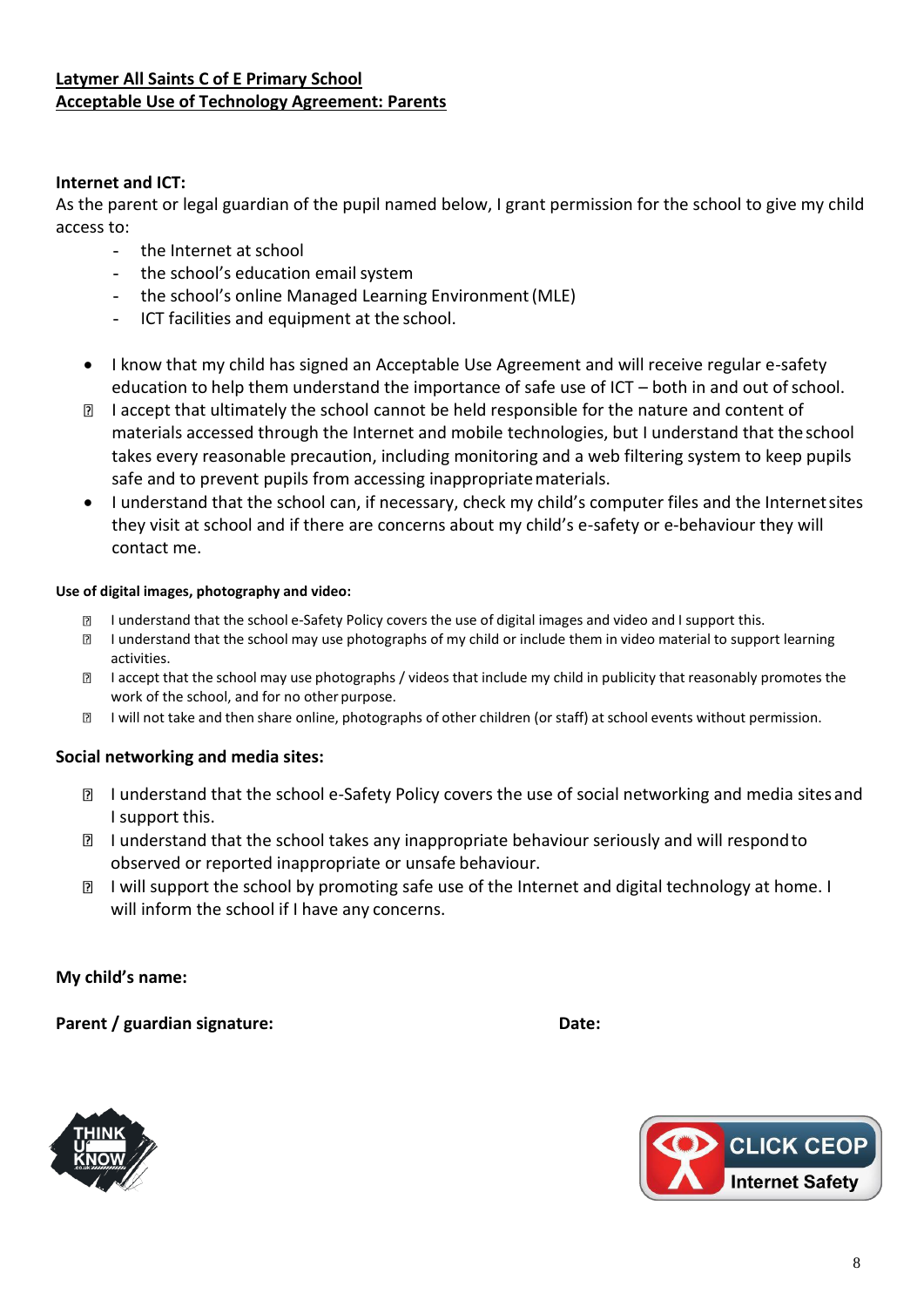**<u>Latymer All Saints C of E Primary School</u>**
**<u>Acceptable Use of Technology Agreement: Parents</u>**

**Internet and ICT:**

As the parent or legal guardian of the pupil named below, I grant permission for the school to give my child access to:

- the Internet at school
- the school's education email system
- the school's online Managed Learning Environment (MLE)
- ICT facilities and equipment at the school.

- I know that my child has signed an Acceptable Use Agreement and will receive regular e-safety education to help them understand the importance of safe use of ICT – both in and out of school.
- I accept that ultimately the school cannot be held responsible for the nature and content of materials accessed through the Internet and mobile technologies, but I understand that the school takes every reasonable precaution, including monitoring and a web filtering system to keep pupils safe and to prevent pupils from accessing inappropriate materials.
- I understand that the school can, if necessary, check my child's computer files and the Internet sites they visit at school and if there are concerns about my child's e-safety or e-behaviour they will contact me.

**Use of digital images, photography and video:**

- I understand that the school e-Safety Policy covers the use of digital images and video and I support this.
- I understand that the school may use photographs of my child or include them in video material to support learning activities.
- I accept that the school may use photographs / videos that include my child in publicity that reasonably promotes the work of the school, and for no other purpose.
- I will not take and then share online, photographs of other children (or staff) at school events without permission.

**Social networking and media sites:**

- I understand that the school e-Safety Policy covers the use of social networking and media sites and I support this.
- I understand that the school takes any inappropriate behaviour seriously and will respond to observed or reported inappropriate or unsafe behaviour.
- I will support the school by promoting safe use of the Internet and digital technology at home. I will inform the school if I have any concerns.

**My child's name:**

**Parent / guardian signature:** **Date:**